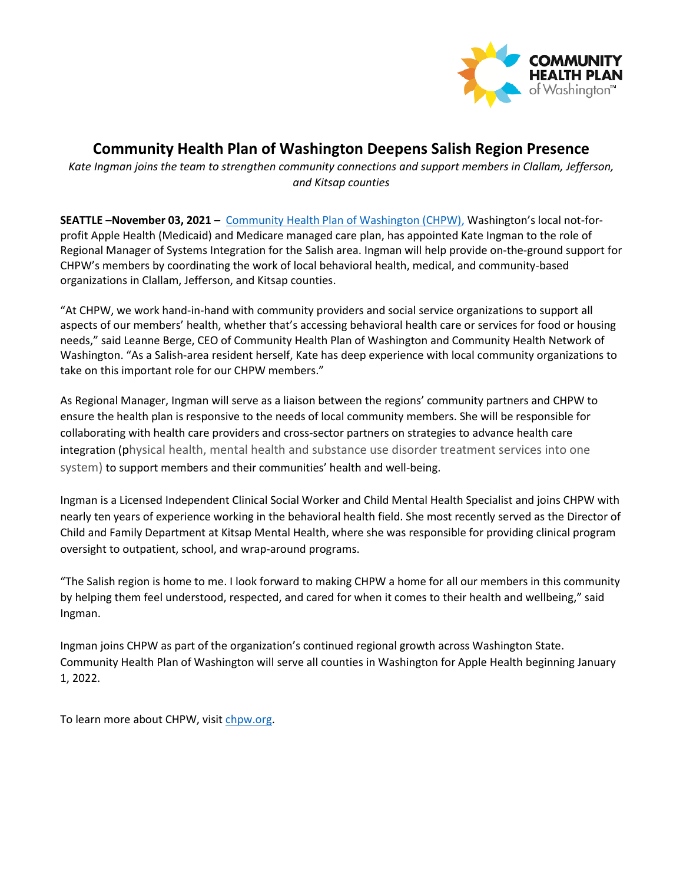# Community Health Plan of Washington Deepens Salish Region Presence

*Kate Ingman joins the team to strengthen community connections and support members in Clallam, Jefferson, and Kitsap counties*

**SEATTLE –November 03, 2021 –** Community Health Plan of Washington (CHPW), Washington's local not-for-profit Apple Health (Medicaid) and Medicare managed care plan, has appointed Kate Ingman to the role of Regional Manager of Systems Integration for the Salish area. Ingman will help provide on-the-ground support for CHPW's members by coordinating the work of local behavioral health, medical, and community-based organizations in Clallam, Jefferson, and Kitsap counties.

"At CHPW, we work hand-in-hand with community providers and social service organizations to support all aspects of our members' health, whether that's accessing behavioral health care or services for food or housing needs," said Leanne Berge, CEO of Community Health Plan of Washington and Community Health Network of Washington. "As a Salish-area resident herself, Kate has deep experience with local community organizations to take on this important role for our CHPW members."

As Regional Manager, Ingman will serve as a liaison between the regions' community partners and CHPW to ensure the health plan is responsive to the needs of local community members. She will be responsible for collaborating with health care providers and cross-sector partners on strategies to advance health care integration (physical health, mental health and substance use disorder treatment services into one system) to support members and their communities' health and well-being.

Ingman is a Licensed Independent Clinical Social Worker and Child Mental Health Specialist and joins CHPW with nearly ten years of experience working in the behavioral health field. She most recently served as the Director of Child and Family Department at Kitsap Mental Health, where she was responsible for providing clinical program oversight to outpatient, school, and wrap-around programs.

"The Salish region is home to me. I look forward to making CHPW a home for all our members in this community by helping them feel understood, respected, and cared for when it comes to their health and wellbeing," said Ingman.

Ingman joins CHPW as part of the organization's continued regional growth across Washington State. Community Health Plan of Washington will serve all counties in Washington for Apple Health beginning January 1, 2022.

To learn more about CHPW, visit chpw.org.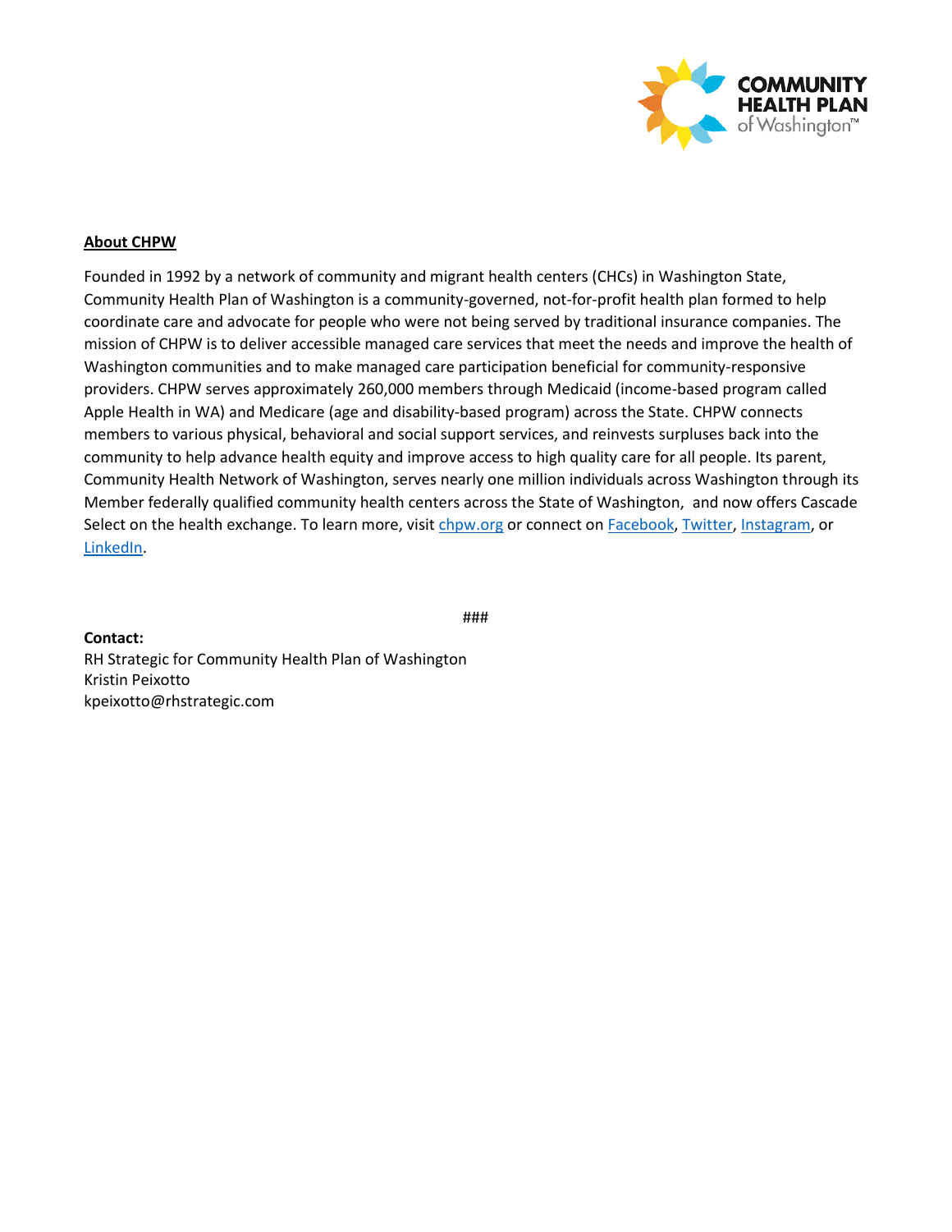**About CHPW**

Founded in 1992 by a network of community and migrant health centers (CHCs) in Washington State, Community Health Plan of Washington is a community-governed, not-for-profit health plan formed to help coordinate care and advocate for people who were not being served by traditional insurance companies. The mission of CHPW is to deliver accessible managed care services that meet the needs and improve the health of Washington communities and to make managed care participation beneficial for community-responsive providers. CHPW serves approximately 260,000 members through Medicaid (income-based program called Apple Health in WA) and Medicare (age and disability-based program) across the State. CHPW connects members to various physical, behavioral and social support services, and reinvests surpluses back into the community to help advance health equity and improve access to high quality care for all people. Its parent, Community Health Network of Washington, serves nearly one million individuals across Washington through its Member federally qualified community health centers across the State of Washington, and now offers Cascade Select on the health exchange. To learn more, visit [chpw.org](chpw.org) or connect on [Facebook](), [Twitter](), [Instagram](), or [LinkedIn]().

###

**Contact:**
RH Strategic for Community Health Plan of Washington
Kristin Peixotto
kpeixotto@rhstrategic.com